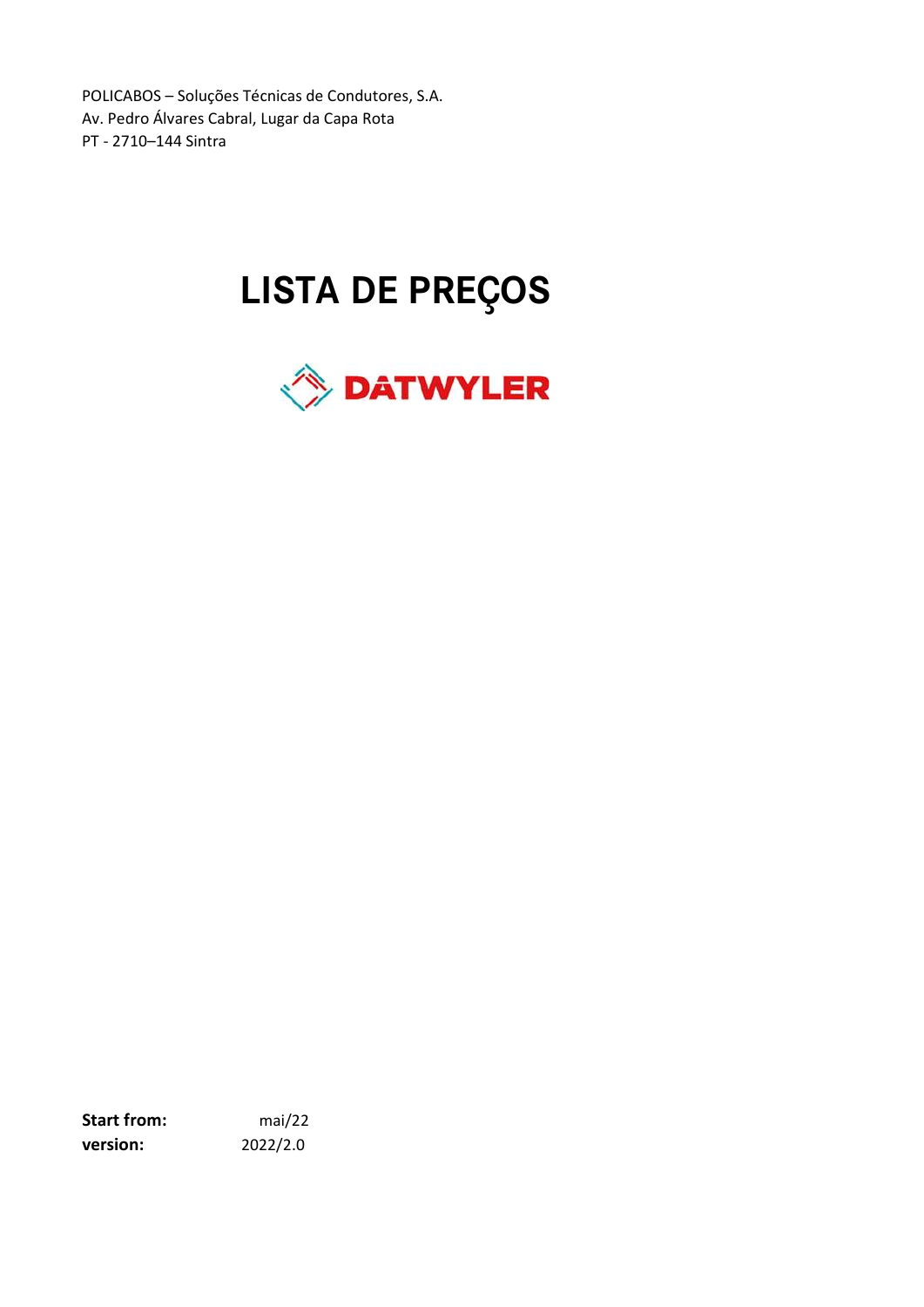POLICABOS – Soluções Técnicas de Condutores, S.A.
Av. Pedro Álvares Cabral, Lugar da Capa Rota
PT - 2710–144 Sintra

# LISTA DE PREÇOS

DATWYLER

**Start from:** mai/22
**version:** 2022/2.0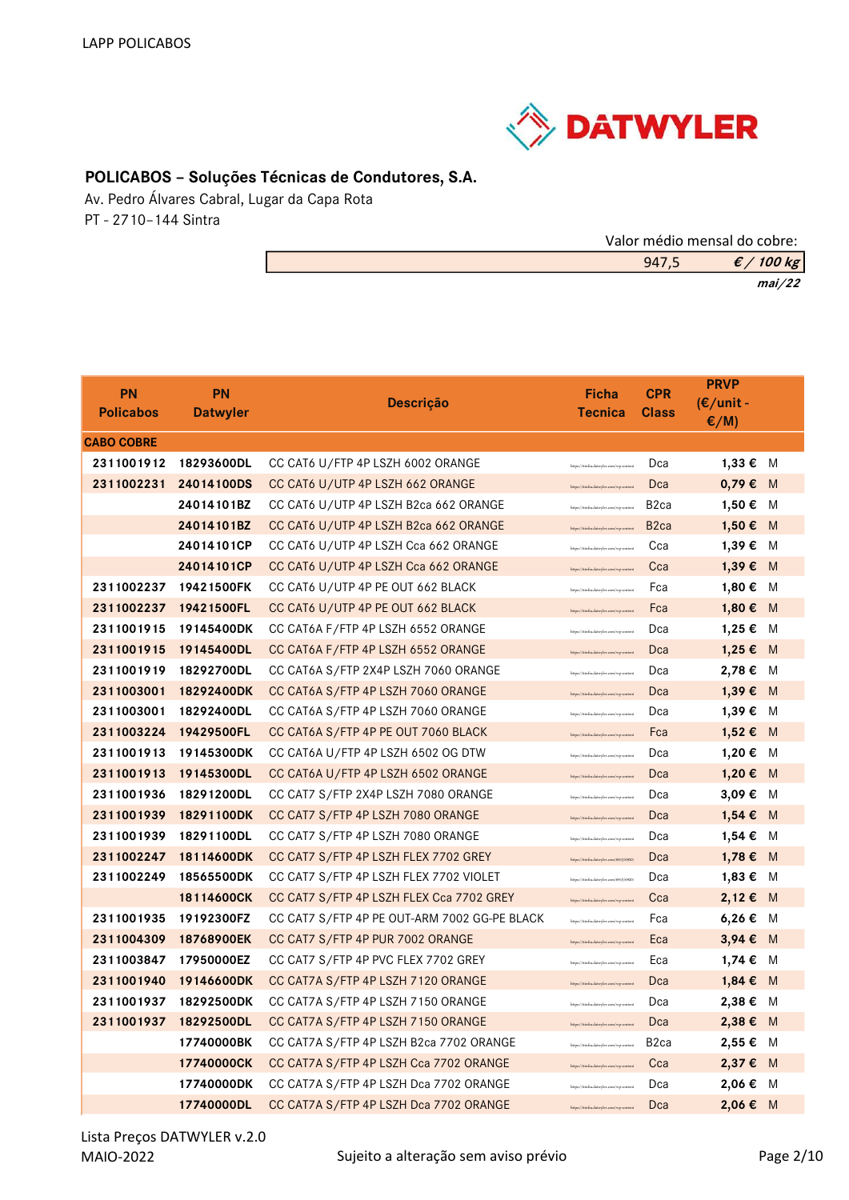LAPP POLICABOS

**POLICABOS – Soluções Técnicas de Condutores, S.A.**
Av. Pedro Álvares Cabral, Lugar da Capa Rota
PT - 2710-144 Sintra

Valor médio mensal do cobre:

| 947,5 | *€ / 100 kg* |
|---|---|
| | *mai/22* |

| PN Policabos | PN Datwyler | Descrição | Ficha Tecnica | CPR Class | PRVP (€/unit - €/M) | |
|---|---|---|---|---|---|---|
| **CABO COBRE** | | | | | | |
| **2311001912** | **18293600DL** | CC CAT6 U/FTP 4P LSZH 6002 ORANGE | https://datwyler.com/... | Dca | **1,33 €** | M |
| **2311002231** | **24014100DS** | CC CAT6 U/UTP 4P LSZH 662 ORANGE | https://datwyler.com/... | Dca | **0,79 €** | M |
| | **24014101BZ** | CC CAT6 U/UTP 4P LSZH B2ca 662 ORANGE | https://datwyler.com/... | B2ca | **1,50 €** | M |
| | **24014101BZ** | CC CAT6 U/UTP 4P LSZH B2ca 662 ORANGE | https://datwyler.com/... | B2ca | **1,50 €** | M |
| | **24014101CP** | CC CAT6 U/UTP 4P LSZH Cca 662 ORANGE | https://datwyler.com/... | Cca | **1,39 €** | M |
| | **24014101CP** | CC CAT6 U/UTP 4P LSZH Cca 662 ORANGE | https://datwyler.com/... | Cca | **1,39 €** | M |
| **2311002237** | **19421500FK** | CC CAT6 U/UTP 4P PE OUT 662 BLACK | https://datwyler.com/... | Fca | **1,80 €** | M |
| **2311002237** | **19421500FL** | CC CAT6 U/UTP 4P PE OUT 662 BLACK | https://datwyler.com/... | Fca | **1,80 €** | M |
| **2311001915** | **19145400DK** | CC CAT6A F/FTP 4P LSZH 6552 ORANGE | https://datwyler.com/... | Dca | **1,25 €** | M |
| **2311001915** | **19145400DL** | CC CAT6A F/FTP 4P LSZH 6552 ORANGE | https://datwyler.com/... | Dca | **1,25 €** | M |
| **2311001919** | **18292700DL** | CC CAT6A S/FTP 2X4P LSZH 7060 ORANGE | https://datwyler.com/... | Dca | **2,78 €** | M |
| **2311003001** | **18292400DK** | CC CAT6A S/FTP 4P LSZH 7060 ORANGE | https://datwyler.com/... | Dca | **1,39 €** | M |
| **2311003001** | **18292400DL** | CC CAT6A S/FTP 4P LSZH 7060 ORANGE | https://datwyler.com/... | Dca | **1,39 €** | M |
| **2311003224** | **19429500FL** | CC CAT6A S/FTP 4P PE OUT 7060 BLACK | https://datwyler.com/... | Fca | **1,52 €** | M |
| **2311001913** | **19145300DK** | CC CAT6A U/FTP 4P LSZH 6502 OG DTW | https://datwyler.com/... | Dca | **1,20 €** | M |
| **2311001913** | **19145300DL** | CC CAT6A U/FTP 4P LSZH 6502 ORANGE | https://datwyler.com/... | Dca | **1,20 €** | M |
| **2311001936** | **18291200DL** | CC CAT7 S/FTP 2X4P LSZH 7080 ORANGE | https://datwyler.com/... | Dca | **3,09 €** | M |
| **2311001939** | **18291100DK** | CC CAT7 S/FTP 4P LSZH 7080 ORANGE | https://datwyler.com/... | Dca | **1,54 €** | M |
| **2311001939** | **18291100DL** | CC CAT7 S/FTP 4P LSZH 7080 ORANGE | https://datwyler.com/... | Dca | **1,54 €** | M |
| **2311002247** | **18114600DK** | CC CAT7 S/FTP 4P LSZH FLEX 7702 GREY | https://datwyler.com/... | Dca | **1,78 €** | M |
| **2311002249** | **18565500DK** | CC CAT7 S/FTP 4P LSZH FLEX 7702 VIOLET | https://datwyler.com/... | Dca | **1,83 €** | M |
| | **18114600CK** | CC CAT7 S/FTP 4P LSZH FLEX Cca 7702 GREY | https://datwyler.com/... | Cca | **2,12 €** | M |
| **2311001935** | **19192300FZ** | CC CAT7 S/FTP 4P PE OUT-ARM 7002 GG-PE BLACK | https://datwyler.com/... | Fca | **6,26 €** | M |
| **2311004309** | **18768900EK** | CC CAT7 S/FTP 4P PUR 7002 ORANGE | https://datwyler.com/... | Eca | **3,94 €** | M |
| **2311003847** | **17950000EZ** | CC CAT7 S/FTP 4P PVC FLEX 7702 GREY | https://datwyler.com/... | Eca | **1,74 €** | M |
| **2311001940** | **19146600DK** | CC CAT7A S/FTP 4P LSZH 7120 ORANGE | https://datwyler.com/... | Dca | **1,84 €** | M |
| **2311001937** | **18292500DK** | CC CAT7A S/FTP 4P LSZH 7150 ORANGE | https://datwyler.com/... | Dca | **2,38 €** | M |
| **2311001937** | **18292500DL** | CC CAT7A S/FTP 4P LSZH 7150 ORANGE | https://datwyler.com/... | Dca | **2,38 €** | M |
| | **17740000BK** | CC CAT7A S/FTP 4P LSZH B2ca 7702 ORANGE | https://datwyler.com/... | B2ca | **2,55 €** | M |
| | **17740000CK** | CC CAT7A S/FTP 4P LSZH Cca 7702 ORANGE | https://datwyler.com/... | Cca | **2,37 €** | M |
| | **17740000DK** | CC CAT7A S/FTP 4P LSZH Dca 7702 ORANGE | https://datwyler.com/... | Dca | **2,06 €** | M |
| | **17740000DL** | CC CAT7A S/FTP 4P LSZH Dca 7702 ORANGE | https://datwyler.com/... | Dca | **2,06 €** | M |

Lista Preços DATWYLER v.2.0
MAIO-2022

Sujeito a alteração sem aviso prévio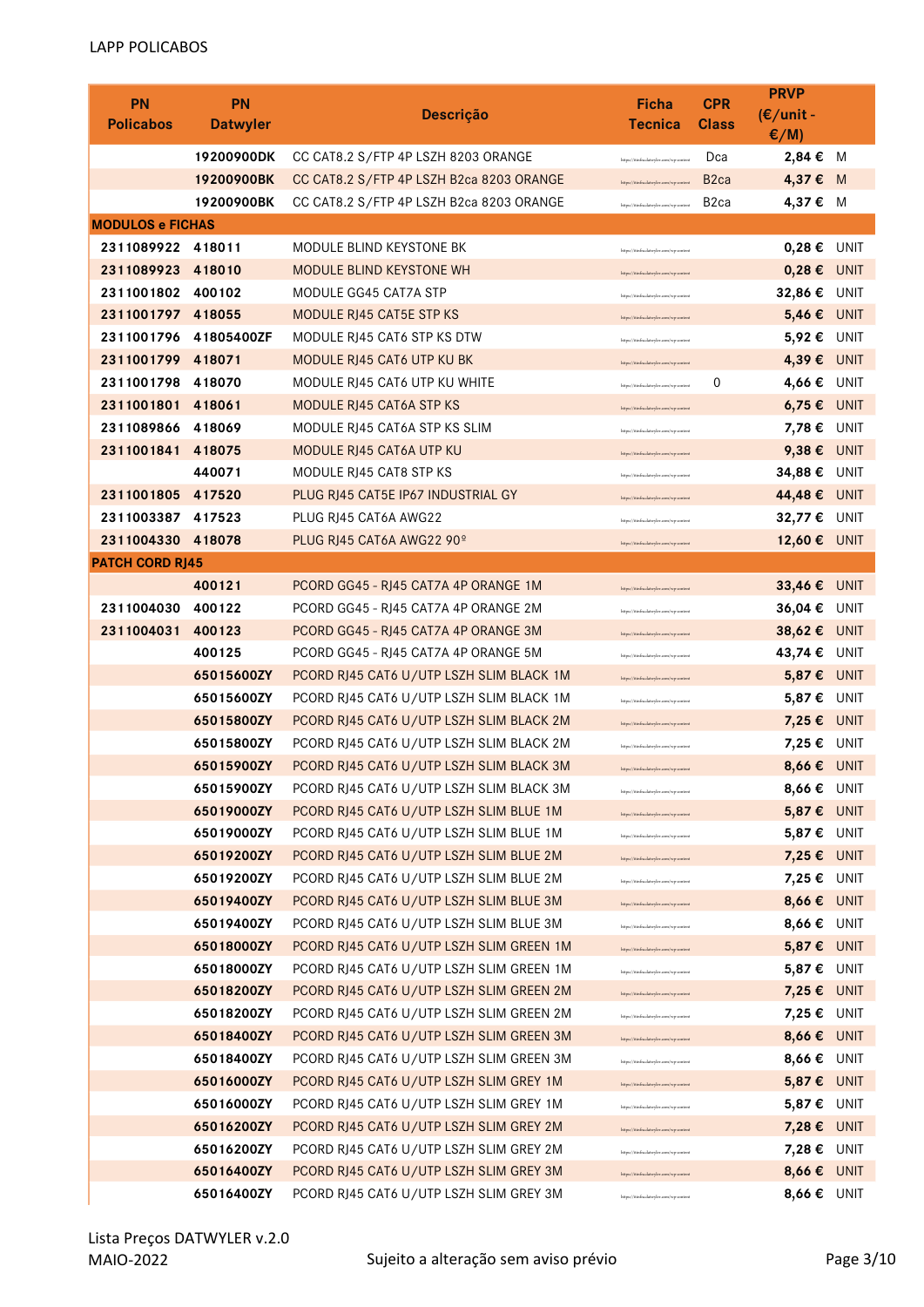LAPP POLICABOS

| PN Policabos | PN Datwyler | Descrição | Ficha Tecnica | CPR Class | PRVP (€/unit - €/M) | |
|---|---|---|---|---|---|---|
| | 19200900DK | CC CAT8.2 S/FTP 4P LSZH 8203 ORANGE | https://tienda.datwyler.com/cp-content | Dca | 2,84 € | M |
| | 19200900BK | CC CAT8.2 S/FTP 4P LSZH B2ca 8203 ORANGE | https://tienda.datwyler.com/cp-content | B2ca | 4,37 € | M |
| | 19200900BK | CC CAT8.2 S/FTP 4P LSZH B2ca 8203 ORANGE | https://tienda.datwyler.com/cp-content | B2ca | 4,37 € | M |
| **MODULOS e FICHAS** | | | | | | |
| 2311089922 | 418011 | MODULE BLIND KEYSTONE BK | https://tienda.datwyler.com/cp-content | | 0,28 € | UNIT |
| 2311089923 | 418010 | MODULE BLIND KEYSTONE WH | https://tienda.datwyler.com/cp-content | | 0,28 € | UNIT |
| 2311001802 | 400102 | MODULE GG45 CAT7A STP | https://tienda.datwyler.com/cp-content | | 32,86 € | UNIT |
| 2311001797 | 418055 | MODULE RJ45 CAT5E STP KS | https://tienda.datwyler.com/cp-content | | 5,46 € | UNIT |
| 2311001796 | 41805400ZF | MODULE RJ45 CAT6 STP KS DTW | https://tienda.datwyler.com/cp-content | | 5,92 € | UNIT |
| 2311001799 | 418071 | MODULE RJ45 CAT6 UTP KU BK | https://tienda.datwyler.com/cp-content | | 4,39 € | UNIT |
| 2311001798 | 418070 | MODULE RJ45 CAT6 UTP KU WHITE | https://tienda.datwyler.com/cp-content | 0 | 4,66 € | UNIT |
| 2311001801 | 418061 | MODULE RJ45 CAT6A STP KS | https://tienda.datwyler.com/cp-content | | 6,75 € | UNIT |
| 2311089866 | 418069 | MODULE RJ45 CAT6A STP KS SLIM | https://tienda.datwyler.com/cp-content | | 7,78 € | UNIT |
| 2311001841 | 418075 | MODULE RJ45 CAT6A UTP KU | https://tienda.datwyler.com/cp-content | | 9,38 € | UNIT |
| | 440071 | MODULE RJ45 CAT8 STP KS | https://tienda.datwyler.com/cp-content | | 34,88 € | UNIT |
| 2311001805 | 417520 | PLUG RJ45 CAT5E IP67 INDUSTRIAL GY | https://tienda.datwyler.com/cp-content | | 44,48 € | UNIT |
| 2311003387 | 417523 | PLUG RJ45 CAT6A AWG22 | https://tienda.datwyler.com/cp-content | | 32,77 € | UNIT |
| 2311004330 | 418078 | PLUG RJ45 CAT6A AWG22 90º | https://tienda.datwyler.com/cp-content | | 12,60 € | UNIT |
| **PATCH CORD RJ45** | | | | | | |
| | 400121 | PCORD GG45 - RJ45 CAT7A 4P ORANGE 1M | https://tienda.datwyler.com/cp-content | | 33,46 € | UNIT |
| 2311004030 | 400122 | PCORD GG45 - RJ45 CAT7A 4P ORANGE 2M | https://tienda.datwyler.com/cp-content | | 36,04 € | UNIT |
| 2311004031 | 400123 | PCORD GG45 - RJ45 CAT7A 4P ORANGE 3M | https://tienda.datwyler.com/cp-content | | 38,62 € | UNIT |
| | 400125 | PCORD GG45 - RJ45 CAT7A 4P ORANGE 5M | https://tienda.datwyler.com/cp-content | | 43,74 € | UNIT |
| | 65015600ZY | PCORD RJ45 CAT6 U/UTP LSZH SLIM BLACK 1M | https://tienda.datwyler.com/cp-content | | 5,87 € | UNIT |
| | 65015600ZY | PCORD RJ45 CAT6 U/UTP LSZH SLIM BLACK 1M | https://tienda.datwyler.com/cp-content | | 5,87 € | UNIT |
| | 65015800ZY | PCORD RJ45 CAT6 U/UTP LSZH SLIM BLACK 2M | https://tienda.datwyler.com/cp-content | | 7,25 € | UNIT |
| | 65015800ZY | PCORD RJ45 CAT6 U/UTP LSZH SLIM BLACK 2M | https://tienda.datwyler.com/cp-content | | 7,25 € | UNIT |
| | 65015900ZY | PCORD RJ45 CAT6 U/UTP LSZH SLIM BLACK 3M | https://tienda.datwyler.com/cp-content | | 8,66 € | UNIT |
| | 65015900ZY | PCORD RJ45 CAT6 U/UTP LSZH SLIM BLACK 3M | https://tienda.datwyler.com/cp-content | | 8,66 € | UNIT |
| | 65019000ZY | PCORD RJ45 CAT6 U/UTP LSZH SLIM BLUE 1M | https://tienda.datwyler.com/cp-content | | 5,87 € | UNIT |
| | 65019000ZY | PCORD RJ45 CAT6 U/UTP LSZH SLIM BLUE 1M | https://tienda.datwyler.com/cp-content | | 5,87 € | UNIT |
| | 65019200ZY | PCORD RJ45 CAT6 U/UTP LSZH SLIM BLUE 2M | https://tienda.datwyler.com/cp-content | | 7,25 € | UNIT |
| | 65019200ZY | PCORD RJ45 CAT6 U/UTP LSZH SLIM BLUE 2M | https://tienda.datwyler.com/cp-content | | 7,25 € | UNIT |
| | 65019400ZY | PCORD RJ45 CAT6 U/UTP LSZH SLIM BLUE 3M | https://tienda.datwyler.com/cp-content | | 8,66 € | UNIT |
| | 65019400ZY | PCORD RJ45 CAT6 U/UTP LSZH SLIM BLUE 3M | https://tienda.datwyler.com/cp-content | | 8,66 € | UNIT |
| | 65018000ZY | PCORD RJ45 CAT6 U/UTP LSZH SLIM GREEN 1M | https://tienda.datwyler.com/cp-content | | 5,87 € | UNIT |
| | 65018000ZY | PCORD RJ45 CAT6 U/UTP LSZH SLIM GREEN 1M | https://tienda.datwyler.com/cp-content | | 5,87 € | UNIT |
| | 65018200ZY | PCORD RJ45 CAT6 U/UTP LSZH SLIM GREEN 2M | https://tienda.datwyler.com/cp-content | | 7,25 € | UNIT |
| | 65018200ZY | PCORD RJ45 CAT6 U/UTP LSZH SLIM GREEN 2M | https://tienda.datwyler.com/cp-content | | 7,25 € | UNIT |
| | 65018400ZY | PCORD RJ45 CAT6 U/UTP LSZH SLIM GREEN 3M | https://tienda.datwyler.com/cp-content | | 8,66 € | UNIT |
| | 65018400ZY | PCORD RJ45 CAT6 U/UTP LSZH SLIM GREEN 3M | https://tienda.datwyler.com/cp-content | | 8,66 € | UNIT |
| | 65016000ZY | PCORD RJ45 CAT6 U/UTP LSZH SLIM GREY 1M | https://tienda.datwyler.com/cp-content | | 5,87 € | UNIT |
| | 65016000ZY | PCORD RJ45 CAT6 U/UTP LSZH SLIM GREY 1M | https://tienda.datwyler.com/cp-content | | 5,87 € | UNIT |
| | 65016200ZY | PCORD RJ45 CAT6 U/UTP LSZH SLIM GREY 2M | https://tienda.datwyler.com/cp-content | | 7,28 € | UNIT |
| | 65016200ZY | PCORD RJ45 CAT6 U/UTP LSZH SLIM GREY 2M | https://tienda.datwyler.com/cp-content | | 7,28 € | UNIT |
| | 65016400ZY | PCORD RJ45 CAT6 U/UTP LSZH SLIM GREY 3M | https://tienda.datwyler.com/cp-content | | 8,66 € | UNIT |
| | 65016400ZY | PCORD RJ45 CAT6 U/UTP LSZH SLIM GREY 3M | https://tienda.datwyler.com/cp-content | | 8,66 € | UNIT |

Lista Preços DATWYLER v.2.0
MAIO-2022

Sujeito a alteração sem aviso prévio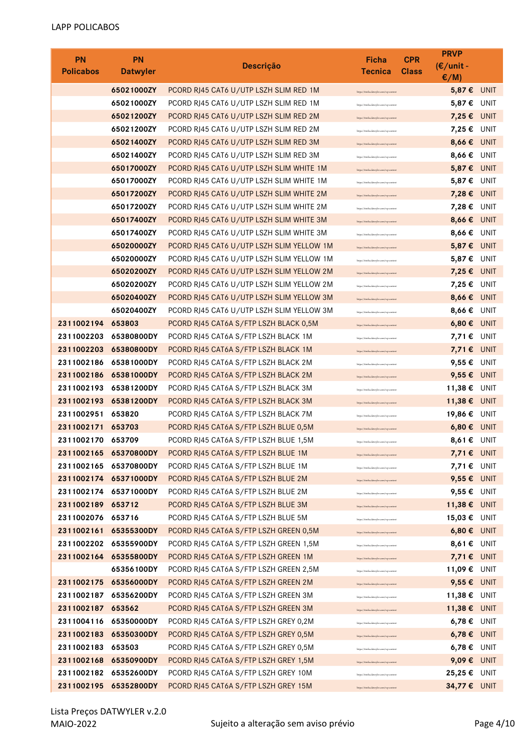LAPP POLICABOS

| PN Policabos | PN Datwyler | Descrição | Ficha Tecnica | CPR Class | PRVP (€/unit - €/M) | |
|---|---|---|---|---|---|---|
| | 65021000ZY | PCORD RJ45 CAT6 U/UTP LSZH SLIM RED 1M | https://tienda.datwyler.com/op-content | | 5,87 € | UNIT |
| | 65021000ZY | PCORD RJ45 CAT6 U/UTP LSZH SLIM RED 1M | https://tienda.datwyler.com/op-content | | 5,87 € | UNIT |
| | 65021200ZY | PCORD RJ45 CAT6 U/UTP LSZH SLIM RED 2M | https://tienda.datwyler.com/op-content | | 7,25 € | UNIT |
| | 65021200ZY | PCORD RJ45 CAT6 U/UTP LSZH SLIM RED 2M | https://tienda.datwyler.com/op-content | | 7,25 € | UNIT |
| | 65021400ZY | PCORD RJ45 CAT6 U/UTP LSZH SLIM RED 3M | https://tienda.datwyler.com/op-content | | 8,66 € | UNIT |
| | 65021400ZY | PCORD RJ45 CAT6 U/UTP LSZH SLIM RED 3M | https://tienda.datwyler.com/op-content | | 8,66 € | UNIT |
| | 65017000ZY | PCORD RJ45 CAT6 U/UTP LSZH SLIM WHITE 1M | https://tienda.datwyler.com/op-content | | 5,87 € | UNIT |
| | 65017000ZY | PCORD RJ45 CAT6 U/UTP LSZH SLIM WHITE 1M | https://tienda.datwyler.com/op-content | | 5,87 € | UNIT |
| | 65017200ZY | PCORD RJ45 CAT6 U/UTP LSZH SLIM WHITE 2M | https://tienda.datwyler.com/op-content | | 7,28 € | UNIT |
| | 65017200ZY | PCORD RJ45 CAT6 U/UTP LSZH SLIM WHITE 2M | https://tienda.datwyler.com/op-content | | 7,28 € | UNIT |
| | 65017400ZY | PCORD RJ45 CAT6 U/UTP LSZH SLIM WHITE 3M | https://tienda.datwyler.com/op-content | | 8,66 € | UNIT |
| | 65017400ZY | PCORD RJ45 CAT6 U/UTP LSZH SLIM WHITE 3M | https://tienda.datwyler.com/op-content | | 8,66 € | UNIT |
| | 65020000ZY | PCORD RJ45 CAT6 U/UTP LSZH SLIM YELLOW 1M | https://tienda.datwyler.com/op-content | | 5,87 € | UNIT |
| | 65020000ZY | PCORD RJ45 CAT6 U/UTP LSZH SLIM YELLOW 1M | https://tienda.datwyler.com/op-content | | 5,87 € | UNIT |
| | 65020200ZY | PCORD RJ45 CAT6 U/UTP LSZH SLIM YELLOW 2M | https://tienda.datwyler.com/op-content | | 7,25 € | UNIT |
| | 65020200ZY | PCORD RJ45 CAT6 U/UTP LSZH SLIM YELLOW 2M | https://tienda.datwyler.com/op-content | | 7,25 € | UNIT |
| | 65020400ZY | PCORD RJ45 CAT6 U/UTP LSZH SLIM YELLOW 3M | https://tienda.datwyler.com/op-content | | 8,66 € | UNIT |
| | 65020400ZY | PCORD RJ45 CAT6 U/UTP LSZH SLIM YELLOW 3M | https://tienda.datwyler.com/op-content | | 8,66 € | UNIT |
| 2311002194 | 653803 | PCORD RJ45 CAT6A S/FTP LSZH BLACK 0,5M | https://tienda.datwyler.com/op-content | | 6,80 € | UNIT |
| 2311002203 | 65380800DY | PCORD RJ45 CAT6A S/FTP LSZH BLACK 1M | https://tienda.datwyler.com/op-content | | 7,71 € | UNIT |
| 2311002203 | 65380800DY | PCORD RJ45 CAT6A S/FTP LSZH BLACK 1M | https://tienda.datwyler.com/op-content | | 7,71 € | UNIT |
| 2311002186 | 65381000DY | PCORD RJ45 CAT6A S/FTP LSZH BLACK 2M | https://tienda.datwyler.com/op-content | | 9,55 € | UNIT |
| 2311002186 | 65381000DY | PCORD RJ45 CAT6A S/FTP LSZH BLACK 2M | https://tienda.datwyler.com/op-content | | 9,55 € | UNIT |
| 2311002193 | 65381200DY | PCORD RJ45 CAT6A S/FTP LSZH BLACK 3M | https://tienda.datwyler.com/op-content | | 11,38 € | UNIT |
| 2311002193 | 65381200DY | PCORD RJ45 CAT6A S/FTP LSZH BLACK 3M | https://tienda.datwyler.com/op-content | | 11,38 € | UNIT |
| 2311002951 | 653820 | PCORD RJ45 CAT6A S/FTP LSZH BLACK 7M | https://tienda.datwyler.com/op-content | | 19,86 € | UNIT |
| 2311002171 | 653703 | PCORD RJ45 CAT6A S/FTP LSZH BLUE 0,5M | https://tienda.datwyler.com/op-content | | 6,80 € | UNIT |
| 2311002170 | 653709 | PCORD RJ45 CAT6A S/FTP LSZH BLUE 1,5M | https://tienda.datwyler.com/op-content | | 8,61 € | UNIT |
| 2311002165 | 65370800DY | PCORD RJ45 CAT6A S/FTP LSZH BLUE 1M | https://tienda.datwyler.com/op-content | | 7,71 € | UNIT |
| 2311002165 | 65370800DY | PCORD RJ45 CAT6A S/FTP LSZH BLUE 1M | https://tienda.datwyler.com/op-content | | 7,71 € | UNIT |
| 2311002174 | 65371000DY | PCORD RJ45 CAT6A S/FTP LSZH BLUE 2M | https://tienda.datwyler.com/op-content | | 9,55 € | UNIT |
| 2311002174 | 65371000DY | PCORD RJ45 CAT6A S/FTP LSZH BLUE 2M | https://tienda.datwyler.com/op-content | | 9,55 € | UNIT |
| 2311002189 | 653712 | PCORD RJ45 CAT6A S/FTP LSZH BLUE 3M | https://tienda.datwyler.com/op-content | | 11,38 € | UNIT |
| 2311002076 | 653716 | PCORD RJ45 CAT6A S/FTP LSZH BLUE 5M | https://tienda.datwyler.com/op-content | | 15,03 € | UNIT |
| 2311002161 | 65355300DY | PCORD RJ45 CAT6A S/FTP LSZH GREEN 0,5M | https://tienda.datwyler.com/op-content | | 6,80 € | UNIT |
| 2311002202 | 65355900DY | PCORD RJ45 CAT6A S/FTP LSZH GREEN 1,5M | https://tienda.datwyler.com/op-content | | 8,61 € | UNIT |
| 2311002164 | 65355800DY | PCORD RJ45 CAT6A S/FTP LSZH GREEN 1M | https://tienda.datwyler.com/op-content | | 7,71 € | UNIT |
| | 65356100DY | PCORD RJ45 CAT6A S/FTP LSZH GREEN 2,5M | https://tienda.datwyler.com/op-content | | 11,09 € | UNIT |
| 2311002175 | 65356000DY | PCORD RJ45 CAT6A S/FTP LSZH GREEN 2M | https://tienda.datwyler.com/op-content | | 9,55 € | UNIT |
| 2311002187 | 65356200DY | PCORD RJ45 CAT6A S/FTP LSZH GREEN 3M | https://tienda.datwyler.com/op-content | | 11,38 € | UNIT |
| 2311002187 | 653562 | PCORD RJ45 CAT6A S/FTP LSZH GREEN 3M | https://tienda.datwyler.com/op-content | | 11,38 € | UNIT |
| 2311004116 | 65350000DY | PCORD RJ45 CAT6A S/FTP LSZH GREY 0,2M | https://tienda.datwyler.com/op-content | | 6,78 € | UNIT |
| 2311002183 | 65350300DY | PCORD RJ45 CAT6A S/FTP LSZH GREY 0,5M | https://tienda.datwyler.com/op-content | | 6,78 € | UNIT |
| 2311002183 | 653503 | PCORD RJ45 CAT6A S/FTP LSZH GREY 0,5M | https://tienda.datwyler.com/op-content | | 6,78 € | UNIT |
| 2311002168 | 65350900DY | PCORD RJ45 CAT6A S/FTP LSZH GREY 1,5M | https://tienda.datwyler.com/op-content | | 9,09 € | UNIT |
| 2311002182 | 65352600DY | PCORD RJ45 CAT6A S/FTP LSZH GREY 10M | https://tienda.datwyler.com/op-content | | 25,25 € | UNIT |
| 2311002195 | 65352800DY | PCORD RJ45 CAT6A S/FTP LSZH GREY 15M | https://tienda.datwyler.com/op-content | | 34,77 € | UNIT |

Lista Preços DATWYLER v.2.0
MAIO-2022

Sujeito a alteração sem aviso prévio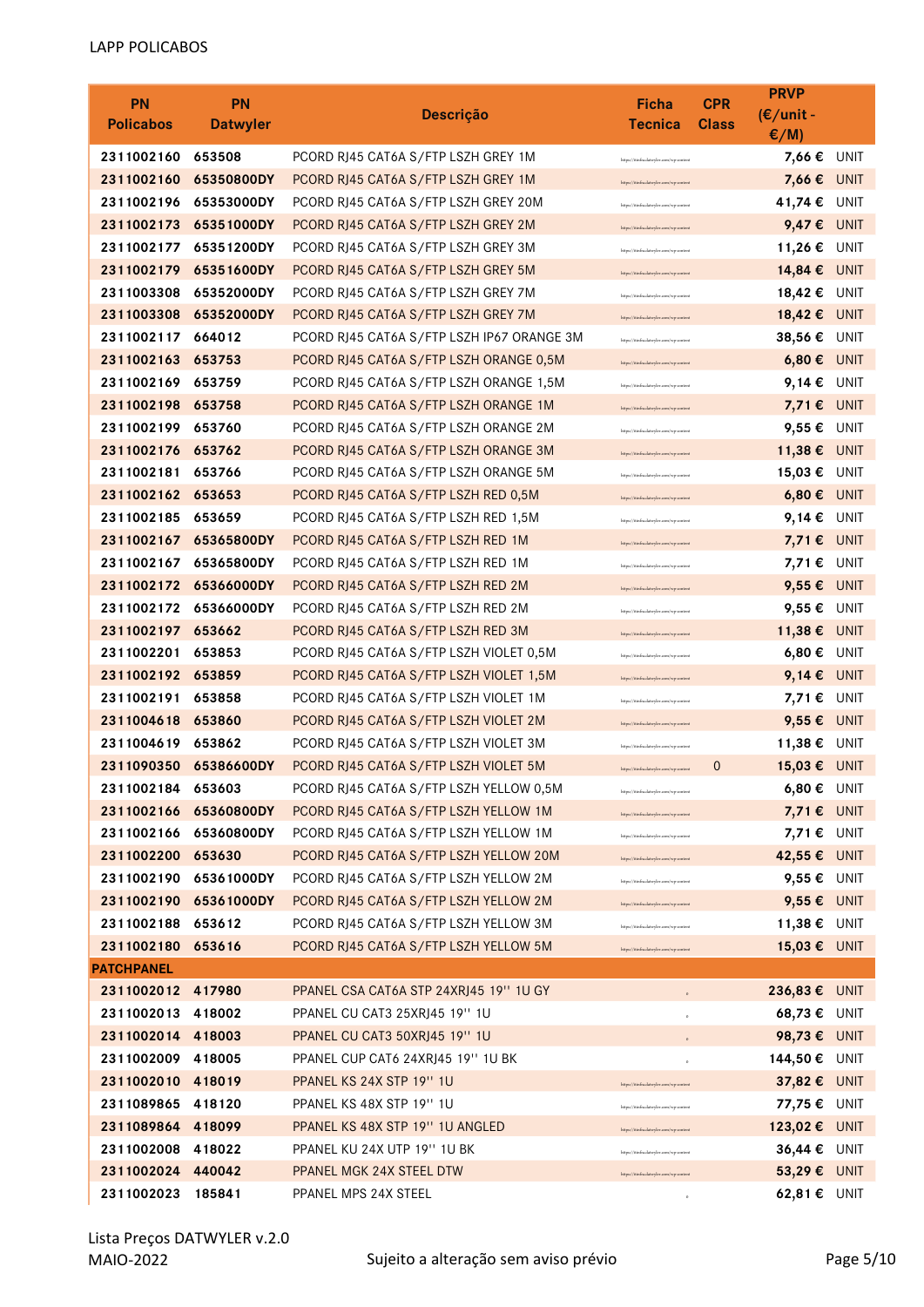LAPP POLICABOS

| PN Policabos | PN Datwyler | Descrição | Ficha Tecnica | CPR Class | PRVP (€/unit - €/M) | |
|---|---|---|---|---|---|---|
| 2311002160 | 653508 | PCORD RJ45 CAT6A S/FTP LSZH GREY 1M | https://catalog.datwyler.com/cp-content | | 7,66 € | UNIT |
| 2311002160 | 65350800DY | PCORD RJ45 CAT6A S/FTP LSZH GREY 1M | https://catalog.datwyler.com/cp-content | | 7,66 € | UNIT |
| 2311002196 | 65353000DY | PCORD RJ45 CAT6A S/FTP LSZH GREY 20M | https://catalog.datwyler.com/cp-content | | 41,74 € | UNIT |
| 2311002173 | 65351000DY | PCORD RJ45 CAT6A S/FTP LSZH GREY 2M | https://catalog.datwyler.com/cp-content | | 9,47 € | UNIT |
| 2311002177 | 65351200DY | PCORD RJ45 CAT6A S/FTP LSZH GREY 3M | https://catalog.datwyler.com/cp-content | | 11,26 € | UNIT |
| 2311002179 | 65351600DY | PCORD RJ45 CAT6A S/FTP LSZH GREY 5M | https://catalog.datwyler.com/cp-content | | 14,84 € | UNIT |
| 2311003308 | 65352000DY | PCORD RJ45 CAT6A S/FTP LSZH GREY 7M | https://catalog.datwyler.com/cp-content | | 18,42 € | UNIT |
| 2311003308 | 65352000DY | PCORD RJ45 CAT6A S/FTP LSZH GREY 7M | https://catalog.datwyler.com/cp-content | | 18,42 € | UNIT |
| 2311002117 | 664012 | PCORD RJ45 CAT6A S/FTP LSZH IP67 ORANGE 3M | https://catalog.datwyler.com/cp-content | | 38,56 € | UNIT |
| 2311002163 | 653753 | PCORD RJ45 CAT6A S/FTP LSZH ORANGE 0,5M | https://catalog.datwyler.com/cp-content | | 6,80 € | UNIT |
| 2311002169 | 653759 | PCORD RJ45 CAT6A S/FTP LSZH ORANGE 1,5M | https://catalog.datwyler.com/cp-content | | 9,14 € | UNIT |
| 2311002198 | 653758 | PCORD RJ45 CAT6A S/FTP LSZH ORANGE 1M | https://catalog.datwyler.com/cp-content | | 7,71 € | UNIT |
| 2311002199 | 653760 | PCORD RJ45 CAT6A S/FTP LSZH ORANGE 2M | https://catalog.datwyler.com/cp-content | | 9,55 € | UNIT |
| 2311002176 | 653762 | PCORD RJ45 CAT6A S/FTP LSZH ORANGE 3M | https://catalog.datwyler.com/cp-content | | 11,38 € | UNIT |
| 2311002181 | 653766 | PCORD RJ45 CAT6A S/FTP LSZH ORANGE 5M | https://catalog.datwyler.com/cp-content | | 15,03 € | UNIT |
| 2311002162 | 653653 | PCORD RJ45 CAT6A S/FTP LSZH RED 0,5M | https://catalog.datwyler.com/cp-content | | 6,80 € | UNIT |
| 2311002185 | 653659 | PCORD RJ45 CAT6A S/FTP LSZH RED 1,5M | https://catalog.datwyler.com/cp-content | | 9,14 € | UNIT |
| 2311002167 | 65365800DY | PCORD RJ45 CAT6A S/FTP LSZH RED 1M | https://catalog.datwyler.com/cp-content | | 7,71 € | UNIT |
| 2311002167 | 65365800DY | PCORD RJ45 CAT6A S/FTP LSZH RED 1M | https://catalog.datwyler.com/cp-content | | 7,71 € | UNIT |
| 2311002172 | 65366000DY | PCORD RJ45 CAT6A S/FTP LSZH RED 2M | https://catalog.datwyler.com/cp-content | | 9,55 € | UNIT |
| 2311002172 | 65366000DY | PCORD RJ45 CAT6A S/FTP LSZH RED 2M | https://catalog.datwyler.com/cp-content | | 9,55 € | UNIT |
| 2311002197 | 653662 | PCORD RJ45 CAT6A S/FTP LSZH RED 3M | https://catalog.datwyler.com/cp-content | | 11,38 € | UNIT |
| 2311002201 | 653853 | PCORD RJ45 CAT6A S/FTP LSZH VIOLET 0,5M | https://catalog.datwyler.com/cp-content | | 6,80 € | UNIT |
| 2311002192 | 653859 | PCORD RJ45 CAT6A S/FTP LSZH VIOLET 1,5M | https://catalog.datwyler.com/cp-content | | 9,14 € | UNIT |
| 2311002191 | 653858 | PCORD RJ45 CAT6A S/FTP LSZH VIOLET 1M | https://catalog.datwyler.com/cp-content | | 7,71 € | UNIT |
| 2311004618 | 653860 | PCORD RJ45 CAT6A S/FTP LSZH VIOLET 2M | https://catalog.datwyler.com/cp-content | | 9,55 € | UNIT |
| 2311004619 | 653862 | PCORD RJ45 CAT6A S/FTP LSZH VIOLET 3M | https://catalog.datwyler.com/cp-content | | 11,38 € | UNIT |
| 2311090350 | 65386600DY | PCORD RJ45 CAT6A S/FTP LSZH VIOLET 5M | https://catalog.datwyler.com/cp-content | 0 | 15,03 € | UNIT |
| 2311002184 | 653603 | PCORD RJ45 CAT6A S/FTP LSZH YELLOW 0,5M | https://catalog.datwyler.com/cp-content | | 6,80 € | UNIT |
| 2311002166 | 65360800DY | PCORD RJ45 CAT6A S/FTP LSZH YELLOW 1M | https://catalog.datwyler.com/cp-content | | 7,71 € | UNIT |
| 2311002166 | 65360800DY | PCORD RJ45 CAT6A S/FTP LSZH YELLOW 1M | https://catalog.datwyler.com/cp-content | | 7,71 € | UNIT |
| 2311002200 | 653630 | PCORD RJ45 CAT6A S/FTP LSZH YELLOW 20M | https://catalog.datwyler.com/cp-content | | 42,55 € | UNIT |
| 2311002190 | 65361000DY | PCORD RJ45 CAT6A S/FTP LSZH YELLOW 2M | https://catalog.datwyler.com/cp-content | | 9,55 € | UNIT |
| 2311002190 | 65361000DY | PCORD RJ45 CAT6A S/FTP LSZH YELLOW 2M | https://catalog.datwyler.com/cp-content | | 9,55 € | UNIT |
| 2311002188 | 653612 | PCORD RJ45 CAT6A S/FTP LSZH YELLOW 3M | https://catalog.datwyler.com/cp-content | | 11,38 € | UNIT |
| 2311002180 | 653616 | PCORD RJ45 CAT6A S/FTP LSZH YELLOW 5M | https://catalog.datwyler.com/cp-content | | 15,03 € | UNIT |
| **PATCHPANEL** | | | | | | |
| 2311002012 | 417980 | PPANEL CSA CAT6A STP 24XRJ45 19'' 1U GY | . | | 236,83 € | UNIT |
| 2311002013 | 418002 | PPANEL CU CAT3 25XRJ45 19'' 1U | . | | 68,73 € | UNIT |
| 2311002014 | 418003 | PPANEL CU CAT3 50XRJ45 19'' 1U | . | | 98,73 € | UNIT |
| 2311002009 | 418005 | PPANEL CUP CAT6 24XRJ45 19'' 1U BK | . | | 144,50 € | UNIT |
| 2311002010 | 418019 | PPANEL KS 24X STP 19'' 1U | https://catalog.datwyler.com/cp-content | | 37,82 € | UNIT |
| 2311089865 | 418120 | PPANEL KS 48X STP 19'' 1U | https://catalog.datwyler.com/cp-content | | 77,75 € | UNIT |
| 2311089864 | 418099 | PPANEL KS 48X STP 19'' 1U ANGLED | https://catalog.datwyler.com/cp-content | | 123,02 € | UNIT |
| 2311002008 | 418022 | PPANEL KU 24X UTP 19'' 1U BK | https://catalog.datwyler.com/cp-content | | 36,44 € | UNIT |
| 2311002024 | 440042 | PPANEL MGK 24X STEEL DTW | https://catalog.datwyler.com/cp-content | | 53,29 € | UNIT |
| 2311002023 | 185841 | PPANEL MPS 24X STEEL | . | | 62,81 € | UNIT |

Lista Preços DATWYLER v.2.0
MAIO-2022

Sujeito a alteração sem aviso prévio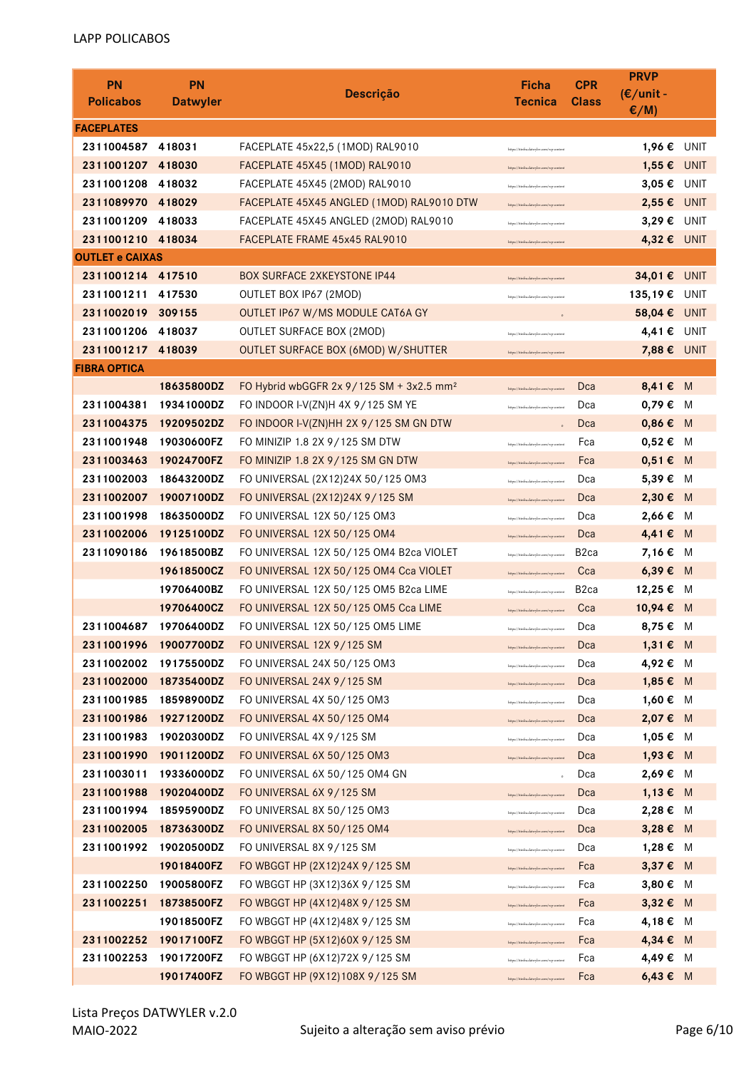LAPP POLICABOS

| PN Policabos | PN Datwyler | Descrição | Ficha Tecnica | CPR Class | PRVP (€/unit - €/M) | |
|---|---|---|---|---|---|---|
| **FACEPLATES** | | | | | | |
| 2311004587 | 418031 | FACEPLATE 45x22,5 (1MOD) RAL9010 | https://tinfo.datwyler.com/cp-content | | 1,96 € | UNIT |
| 2311001207 | 418030 | FACEPLATE 45X45 (1MOD) RAL9010 | https://tinfo.datwyler.com/cp-content | | 1,55 € | UNIT |
| 2311001208 | 418032 | FACEPLATE 45X45 (2MOD) RAL9010 | https://tinfo.datwyler.com/cp-content | | 3,05 € | UNIT |
| 2311089970 | 418029 | FACEPLATE 45X45 ANGLED (1MOD) RAL9010 DTW | https://tinfo.datwyler.com/cp-content | | 2,55 € | UNIT |
| 2311001209 | 418033 | FACEPLATE 45X45 ANGLED (2MOD) RAL9010 | https://tinfo.datwyler.com/cp-content | | 3,29 € | UNIT |
| 2311001210 | 418034 | FACEPLATE FRAME 45x45 RAL9010 | https://tinfo.datwyler.com/cp-content | | 4,32 € | UNIT |
| **OUTLET e CAIXAS** | | | | | | |
| 2311001214 | 417510 | BOX SURFACE 2XKEYSTONE IP44 | https://tinfo.datwyler.com/cp-content | | 34,01 € | UNIT |
| 2311001211 | 417530 | OUTLET BOX IP67 (2MOD) | https://tinfo.datwyler.com/cp-content | | 135,19 € | UNIT |
| 2311002019 | 309155 | OUTLET IP67 W/MS MODULE CAT6A GY | . | | 58,04 € | UNIT |
| 2311001206 | 418037 | OUTLET SURFACE BOX (2MOD) | https://tinfo.datwyler.com/cp-content | | 4,41 € | UNIT |
| 2311001217 | 418039 | OUTLET SURFACE BOX (6MOD) W/SHUTTER | https://tinfo.datwyler.com/cp-content | | 7,88 € | UNIT |
| **FIBRA OPTICA** | | | | | | |
| | 18635800DZ | FO Hybrid wbGGFR 2x 9/125 SM + 3x2.5 mm² | https://tinfo.datwyler.com/cp-content | Dca | 8,41 € | M |
| 2311004381 | 19341000DZ | FO INDOOR I-V(ZN)H 4X 9/125 SM YE | https://tinfo.datwyler.com/cp-content | Dca | 0,79 € | M |
| 2311004375 | 19209502DZ | FO INDOOR I-V(ZN)HH 2X 9/125 SM GN DTW | . | Dca | 0,86 € | M |
| 2311001948 | 19030600FZ | FO MINIZIP 1.8 2X 9/125 SM DTW | https://tinfo.datwyler.com/cp-content | Fca | 0,52 € | M |
| 2311003463 | 19024700FZ | FO MINIZIP 1.8 2X 9/125 SM GN DTW | https://tinfo.datwyler.com/cp-content | Fca | 0,51 € | M |
| 2311002003 | 18643200DZ | FO UNIVERSAL (2X12)24X 50/125 OM3 | https://tinfo.datwyler.com/cp-content | Dca | 5,39 € | M |
| 2311002007 | 19007100DZ | FO UNIVERSAL (2X12)24X 9/125 SM | https://tinfo.datwyler.com/cp-content | Dca | 2,30 € | M |
| 2311001998 | 18635000DZ | FO UNIVERSAL 12X 50/125 OM3 | https://tinfo.datwyler.com/cp-content | Dca | 2,66 € | M |
| 2311002006 | 19125100DZ | FO UNIVERSAL 12X 50/125 OM4 | https://tinfo.datwyler.com/cp-content | Dca | 4,41 € | M |
| 2311090186 | 19618500BZ | FO UNIVERSAL 12X 50/125 OM4 B2ca VIOLET | https://tinfo.datwyler.com/cp-content | B2ca | 7,16 € | M |
| | 19618500CZ | FO UNIVERSAL 12X 50/125 OM4 Cca VIOLET | https://tinfo.datwyler.com/cp-content | Cca | 6,39 € | M |
| | 19706400BZ | FO UNIVERSAL 12X 50/125 OM5 B2ca LIME | https://tinfo.datwyler.com/cp-content | B2ca | 12,25 € | M |
| | 19706400CZ | FO UNIVERSAL 12X 50/125 OM5 Cca LIME | https://tinfo.datwyler.com/cp-content | Cca | 10,94 € | M |
| 2311004687 | 19706400DZ | FO UNIVERSAL 12X 50/125 OM5 LIME | https://tinfo.datwyler.com/cp-content | Dca | 8,75 € | M |
| 2311001996 | 19007700DZ | FO UNIVERSAL 12X 9/125 SM | https://tinfo.datwyler.com/cp-content | Dca | 1,31 € | M |
| 2311002002 | 19175500DZ | FO UNIVERSAL 24X 50/125 OM3 | https://tinfo.datwyler.com/cp-content | Dca | 4,92 € | M |
| 2311002000 | 18735400DZ | FO UNIVERSAL 24X 9/125 SM | https://tinfo.datwyler.com/cp-content | Dca | 1,85 € | M |
| 2311001985 | 18598900DZ | FO UNIVERSAL 4X 50/125 OM3 | https://tinfo.datwyler.com/cp-content | Dca | 1,60 € | M |
| 2311001986 | 19271200DZ | FO UNIVERSAL 4X 50/125 OM4 | https://tinfo.datwyler.com/cp-content | Dca | 2,07 € | M |
| 2311001983 | 19020300DZ | FO UNIVERSAL 4X 9/125 SM | https://tinfo.datwyler.com/cp-content | Dca | 1,05 € | M |
| 2311001990 | 19011200DZ | FO UNIVERSAL 6X 50/125 OM3 | https://tinfo.datwyler.com/cp-content | Dca | 1,93 € | M |
| 2311003011 | 19336000DZ | FO UNIVERSAL 6X 50/125 OM4 GN | . | Dca | 2,69 € | M |
| 2311001988 | 19020400DZ | FO UNIVERSAL 6X 9/125 SM | https://tinfo.datwyler.com/cp-content | Dca | 1,13 € | M |
| 2311001994 | 18595900DZ | FO UNIVERSAL 8X 50/125 OM3 | https://tinfo.datwyler.com/cp-content | Dca | 2,28 € | M |
| 2311002005 | 18736300DZ | FO UNIVERSAL 8X 50/125 OM4 | https://tinfo.datwyler.com/cp-content | Dca | 3,28 € | M |
| 2311001992 | 19020500DZ | FO UNIVERSAL 8X 9/125 SM | https://tinfo.datwyler.com/cp-content | Dca | 1,28 € | M |
| | 19018400FZ | FO WBGGT HP (2X12)24X 9/125 SM | https://tinfo.datwyler.com/cp-content | Fca | 3,37 € | M |
| 2311002250 | 19005800FZ | FO WBGGT HP (3X12)36X 9/125 SM | https://tinfo.datwyler.com/cp-content | Fca | 3,80 € | M |
| 2311002251 | 18738500FZ | FO WBGGT HP (4X12)48X 9/125 SM | https://tinfo.datwyler.com/cp-content | Fca | 3,32 € | M |
| | 19018500FZ | FO WBGGT HP (4X12)48X 9/125 SM | https://tinfo.datwyler.com/cp-content | Fca | 4,18 € | M |
| 2311002252 | 19017100FZ | FO WBGGT HP (5X12)60X 9/125 SM | https://tinfo.datwyler.com/cp-content | Fca | 4,34 € | M |
| 2311002253 | 19017200FZ | FO WBGGT HP (6X12)72X 9/125 SM | https://tinfo.datwyler.com/cp-content | Fca | 4,49 € | M |
| | 19017400FZ | FO WBGGT HP (9X12)108X 9/125 SM | https://tinfo.datwyler.com/cp-content | Fca | 6,43 € | M |

Lista Preços DATWYLER v.2.0
MAIO-2022

Sujeito a alteração sem aviso prévio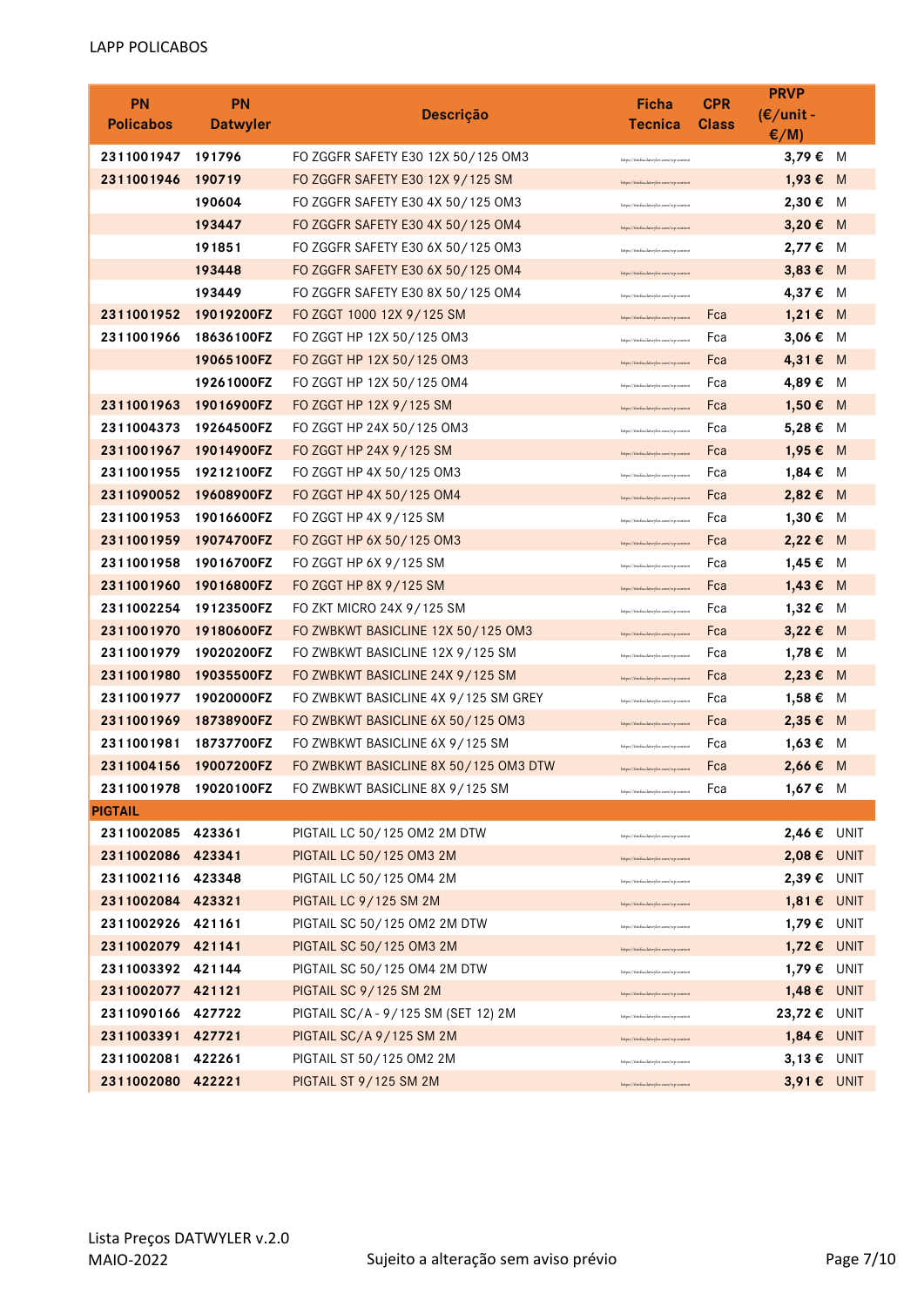LAPP POLICABOS

| PN Policabos | PN Datwyler | Descrição | Ficha Tecnica | CPR Class | PRVP (€/unit - €/M) | |
|---|---|---|---|---|---|---|
| 2311001947 | 191796 | FO ZGGFR SAFETY E30 12X 50/125 OM3 | https://fichadatwyler.com/op-content | | 3,79 € | M |
| 2311001946 | 190719 | FO ZGGFR SAFETY E30 12X 9/125 SM | https://fichadatwyler.com/op-content | | 1,93 € | M |
| | 190604 | FO ZGGFR SAFETY E30 4X 50/125 OM3 | https://fichadatwyler.com/op-content | | 2,30 € | M |
| | 193447 | FO ZGGFR SAFETY E30 4X 50/125 OM4 | https://fichadatwyler.com/op-content | | 3,20 € | M |
| | 191851 | FO ZGGFR SAFETY E30 6X 50/125 OM3 | https://fichadatwyler.com/op-content | | 2,77 € | M |
| | 193448 | FO ZGGFR SAFETY E30 6X 50/125 OM4 | https://fichadatwyler.com/op-content | | 3,83 € | M |
| | 193449 | FO ZGGFR SAFETY E30 8X 50/125 OM4 | https://fichadatwyler.com/op-content | | 4,37 € | M |
| 2311001952 | 19019200FZ | FO ZGGT 1000 12X 9/125 SM | https://fichadatwyler.com/op-content | Fca | 1,21 € | M |
| 2311001966 | 18636100FZ | FO ZGGT HP 12X 50/125 OM3 | https://fichadatwyler.com/op-content | Fca | 3,06 € | M |
| | 19065100FZ | FO ZGGT HP 12X 50/125 OM3 | https://fichadatwyler.com/op-content | Fca | 4,31 € | M |
| | 19261000FZ | FO ZGGT HP 12X 50/125 OM4 | https://fichadatwyler.com/op-content | Fca | 4,89 € | M |
| 2311001963 | 19016900FZ | FO ZGGT HP 12X 9/125 SM | https://fichadatwyler.com/op-content | Fca | 1,50 € | M |
| 2311004373 | 19264500FZ | FO ZGGT HP 24X 50/125 OM3 | https://fichadatwyler.com/op-content | Fca | 5,28 € | M |
| 2311001967 | 19014900FZ | FO ZGGT HP 24X 9/125 SM | https://fichadatwyler.com/op-content | Fca | 1,95 € | M |
| 2311001955 | 19212100FZ | FO ZGGT HP 4X 50/125 OM3 | https://fichadatwyler.com/op-content | Fca | 1,84 € | M |
| 2311090052 | 19608900FZ | FO ZGGT HP 4X 50/125 OM4 | https://fichadatwyler.com/op-content | Fca | 2,82 € | M |
| 2311001953 | 19016600FZ | FO ZGGT HP 4X 9/125 SM | https://fichadatwyler.com/op-content | Fca | 1,30 € | M |
| 2311001959 | 19074700FZ | FO ZGGT HP 6X 50/125 OM3 | https://fichadatwyler.com/op-content | Fca | 2,22 € | M |
| 2311001958 | 19016700FZ | FO ZGGT HP 6X 9/125 SM | https://fichadatwyler.com/op-content | Fca | 1,45 € | M |
| 2311001960 | 19016800FZ | FO ZGGT HP 8X 9/125 SM | https://fichadatwyler.com/op-content | Fca | 1,43 € | M |
| 2311002254 | 19123500FZ | FO ZKT MICRO 24X 9/125 SM | https://fichadatwyler.com/op-content | Fca | 1,32 € | M |
| 2311001970 | 19180600FZ | FO ZWBKWT BASICLINE 12X 50/125 OM3 | https://fichadatwyler.com/op-content | Fca | 3,22 € | M |
| 2311001979 | 19020200FZ | FO ZWBKWT BASICLINE 12X 9/125 SM | https://fichadatwyler.com/op-content | Fca | 1,78 € | M |
| 2311001980 | 19035500FZ | FO ZWBKWT BASICLINE 24X 9/125 SM | https://fichadatwyler.com/op-content | Fca | 2,23 € | M |
| 2311001977 | 19020000FZ | FO ZWBKWT BASICLINE 4X 9/125 SM GREY | https://fichadatwyler.com/op-content | Fca | 1,58 € | M |
| 2311001969 | 18738900FZ | FO ZWBKWT BASICLINE 6X 50/125 OM3 | https://fichadatwyler.com/op-content | Fca | 2,35 € | M |
| 2311001981 | 18737700FZ | FO ZWBKWT BASICLINE 6X 9/125 SM | https://fichadatwyler.com/op-content | Fca | 1,63 € | M |
| 2311004156 | 19007200FZ | FO ZWBKWT BASICLINE 8X 50/125 OM3 DTW | https://fichadatwyler.com/op-content | Fca | 2,66 € | M |
| 2311001978 | 19020100FZ | FO ZWBKWT BASICLINE 8X 9/125 SM | https://fichadatwyler.com/op-content | Fca | 1,67 € | M |
| **PIGTAIL** | | | | | | |
| 2311002085 | 423361 | PIGTAIL LC 50/125 OM2 2M DTW | https://fichadatwyler.com/op-content | | 2,46 € | UNIT |
| 2311002086 | 423341 | PIGTAIL LC 50/125 OM3 2M | https://fichadatwyler.com/op-content | | 2,08 € | UNIT |
| 2311002116 | 423348 | PIGTAIL LC 50/125 OM4 2M | https://fichadatwyler.com/op-content | | 2,39 € | UNIT |
| 2311002084 | 423321 | PIGTAIL LC 9/125 SM 2M | https://fichadatwyler.com/op-content | | 1,81 € | UNIT |
| 2311002926 | 421161 | PIGTAIL SC 50/125 OM2 2M DTW | https://fichadatwyler.com/op-content | | 1,79 € | UNIT |
| 2311002079 | 421141 | PIGTAIL SC 50/125 OM3 2M | https://fichadatwyler.com/op-content | | 1,72 € | UNIT |
| 2311003392 | 421144 | PIGTAIL SC 50/125 OM4 2M DTW | https://fichadatwyler.com/op-content | | 1,79 € | UNIT |
| 2311002077 | 421121 | PIGTAIL SC 9/125 SM 2M | https://fichadatwyler.com/op-content | | 1,48 € | UNIT |
| 2311090166 | 427722 | PIGTAIL SC/A - 9/125 SM (SET 12) 2M | https://fichadatwyler.com/op-content | | 23,72 € | UNIT |
| 2311003391 | 427721 | PIGTAIL SC/A 9/125 SM 2M | https://fichadatwyler.com/op-content | | 1,84 € | UNIT |
| 2311002081 | 422261 | PIGTAIL ST 50/125 OM2 2M | https://fichadatwyler.com/op-content | | 3,13 € | UNIT |
| 2311002080 | 422221 | PIGTAIL ST 9/125 SM 2M | https://fichadatwyler.com/op-content | | 3,91 € | UNIT |

Lista Preços DATWYLER v.2.0
MAIO-2022

Sujeito a alteração sem aviso prévio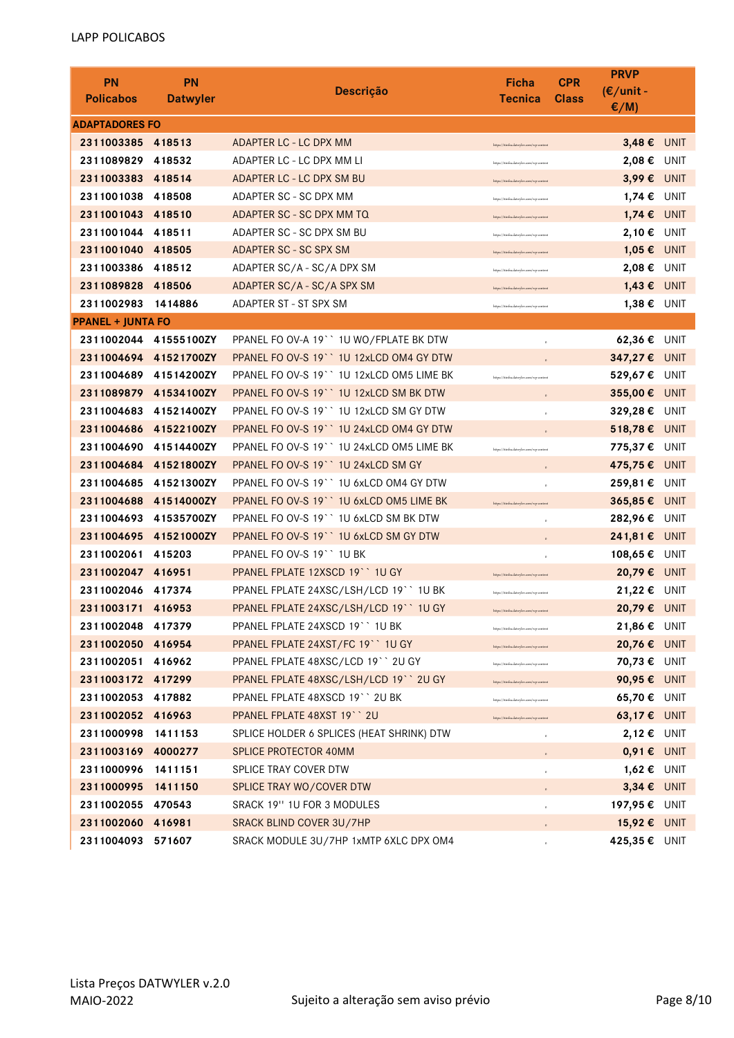LAPP POLICABOS

| PN Policabos | PN Datwyler | Descrição | Ficha Tecnica | CPR Class | PRVP (€/unit - €/M) | |
|---|---|---|---|---|---|---|
| **ADAPTADORES FO** | | | | | | |
| 2311003385 | 418513 | ADAPTER LC - LC DPX MM | https://... | | 3,48 € | UNIT |
| 2311089829 | 418532 | ADAPTER LC - LC DPX MM LI | https://... | | 2,08 € | UNIT |
| 2311003383 | 418514 | ADAPTER LC - LC DPX SM BU | https://... | | 3,99 € | UNIT |
| 2311001038 | 418508 | ADAPTER SC - SC DPX MM | https://... | | 1,74 € | UNIT |
| 2311001043 | 418510 | ADAPTER SC - SC DPX MM TQ | https://... | | 1,74 € | UNIT |
| 2311001044 | 418511 | ADAPTER SC - SC DPX SM BU | https://... | | 2,10 € | UNIT |
| 2311001040 | 418505 | ADAPTER SC - SC SPX SM | https://... | | 1,05 € | UNIT |
| 2311003386 | 418512 | ADAPTER SC/A - SC/A DPX SM | https://... | | 2,08 € | UNIT |
| 2311089828 | 418506 | ADAPTER SC/A - SC/A SPX SM | https://... | | 1,43 € | UNIT |
| 2311002983 | 1414886 | ADAPTER ST - ST SPX SM | https://... | | 1,38 € | UNIT |
| **PPANEL + JUNTA FO** | | | | | | |
| 2311002044 | 41555100ZY | PPANEL FO OV-A 19`` 1U WO/FPLATE BK DTW | . | | 62,36 € | UNIT |
| 2311004694 | 41521700ZY | PPANEL FO OV-S 19`` 1U 12xLCD OM4 GY DTW | . | | 347,27 € | UNIT |
| 2311004689 | 41514200ZY | PPANEL FO OV-S 19`` 1U 12xLCD OM5 LIME BK | https://... | | 529,67 € | UNIT |
| 2311089879 | 41534100ZY | PPANEL FO OV-S 19`` 1U 12xLCD SM BK DTW | . | | 355,00 € | UNIT |
| 2311004683 | 41521400ZY | PPANEL FO OV-S 19`` 1U 12xLCD SM GY DTW | . | | 329,28 € | UNIT |
| 2311004686 | 41522100ZY | PPANEL FO OV-S 19`` 1U 24xLCD OM4 GY DTW | . | | 518,78 € | UNIT |
| 2311004690 | 41514400ZY | PPANEL FO OV-S 19`` 1U 24xLCD OM5 LIME BK | https://... | | 775,37 € | UNIT |
| 2311004684 | 41521800ZY | PPANEL FO OV-S 19`` 1U 24xLCD SM GY | . | | 475,75 € | UNIT |
| 2311004685 | 41521300ZY | PPANEL FO OV-S 19`` 1U 6xLCD OM4 GY DTW | . | | 259,81 € | UNIT |
| 2311004688 | 41514000ZY | PPANEL FO OV-S 19`` 1U 6xLCD OM5 LIME BK | https://... | | 365,85 € | UNIT |
| 2311004693 | 41535700ZY | PPANEL FO OV-S 19`` 1U 6xLCD SM BK DTW | . | | 282,96 € | UNIT |
| 2311004695 | 41521000ZY | PPANEL FO OV-S 19`` 1U 6xLCD SM GY DTW | . | | 241,81 € | UNIT |
| 2311002061 | 415203 | PPANEL FO OV-S 19`` 1U BK | . | | 108,65 € | UNIT |
| 2311002047 | 416951 | PPANEL FPLATE 12XSCD 19`` 1U GY | https://... | | 20,79 € | UNIT |
| 2311002046 | 417374 | PPANEL FPLATE 24XSC/LSH/LCD 19`` 1U BK | https://... | | 21,22 € | UNIT |
| 2311003171 | 416953 | PPANEL FPLATE 24XSC/LSH/LCD 19`` 1U GY | https://... | | 20,79 € | UNIT |
| 2311002048 | 417379 | PPANEL FPLATE 24XSCD 19`` 1U BK | https://... | | 21,86 € | UNIT |
| 2311002050 | 416954 | PPANEL FPLATE 24XST/FC 19`` 1U GY | https://... | | 20,76 € | UNIT |
| 2311002051 | 416962 | PPANEL FPLATE 48XSC/LCD 19`` 2U GY | https://... | | 70,73 € | UNIT |
| 2311003172 | 417299 | PPANEL FPLATE 48XSC/LSH/LCD 19`` 2U GY | https://... | | 90,95 € | UNIT |
| 2311002053 | 417882 | PPANEL FPLATE 48XSCD 19`` 2U BK | https://... | | 65,70 € | UNIT |
| 2311002052 | 416963 | PPANEL FPLATE 48XST 19`` 2U | https://... | | 63,17 € | UNIT |
| 2311000998 | 1411153 | SPLICE HOLDER 6 SPLICES (HEAT SHRINK) DTW | . | | 2,12 € | UNIT |
| 2311003169 | 4000277 | SPLICE PROTECTOR 40MM | . | | 0,91 € | UNIT |
| 2311000996 | 1411151 | SPLICE TRAY COVER DTW | . | | 1,62 € | UNIT |
| 2311000995 | 1411150 | SPLICE TRAY WO/COVER DTW | . | | 3,34 € | UNIT |
| 2311002055 | 470543 | SRACK 19'' 1U FOR 3 MODULES | . | | 197,95 € | UNIT |
| 2311002060 | 416981 | SRACK BLIND COVER 3U/7HP | . | | 15,92 € | UNIT |
| 2311004093 | 571607 | SRACK MODULE 3U/7HP 1xMTP 6XLC DPX OM4 | . | | 425,35 € | UNIT |

Lista Preços DATWYLER v.2.0
MAIO-2022

Sujeito a alteração sem aviso prévio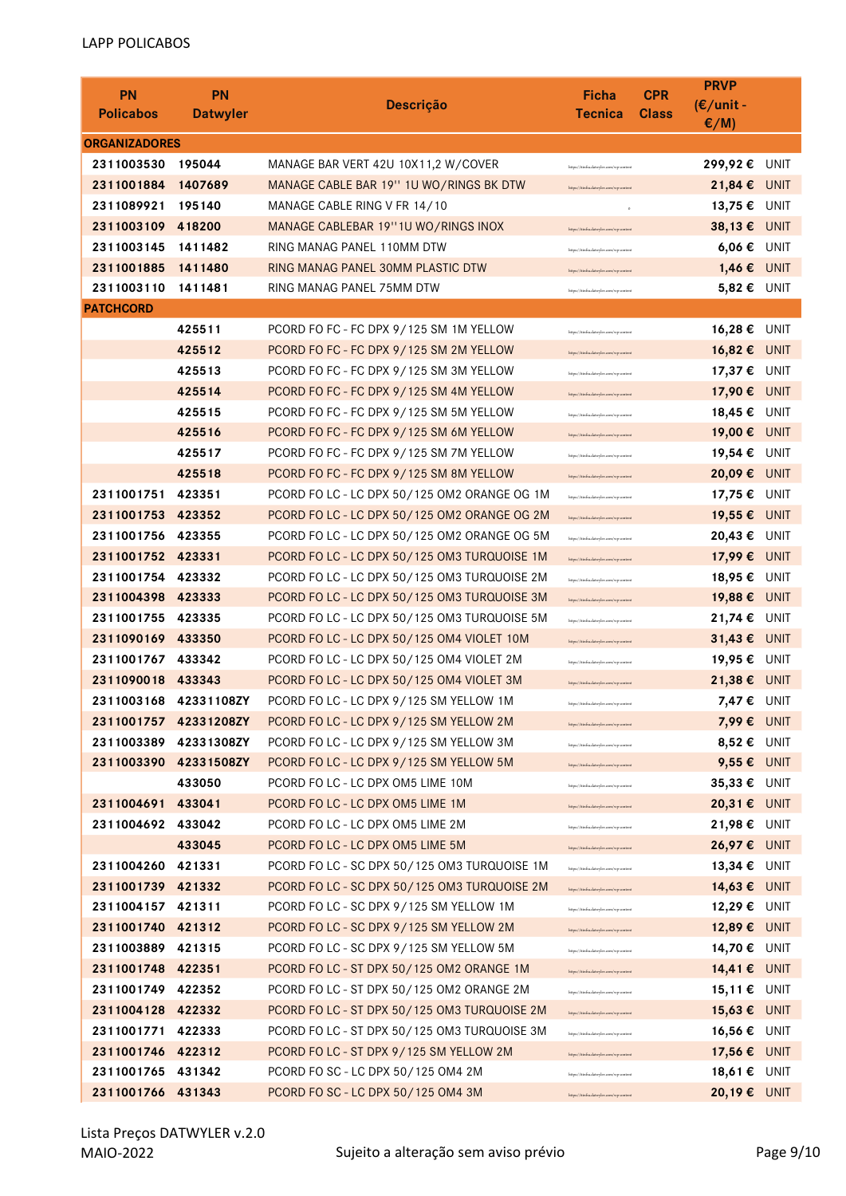LAPP POLICABOS

| PN Policabos | PN Datwyler | Descrição | Ficha Tecnica | CPR Class | PRVP (€/unit - €/M) | |
|---|---|---|---|---|---|---|
| **ORGANIZADORES** | | | | | | |
| 2311003530 | 195044 | MANAGE BAR VERT 42U 10X11,2 W/COVER | | | 299,92 € | UNIT |
| 2311001884 | 1407689 | MANAGE CABLE BAR 19'' 1U WO/RINGS BK DTW | | | 21,84 € | UNIT |
| 2311089921 | 195140 | MANAGE CABLE RING V FR 14/10 | | | 13,75 € | UNIT |
| 2311003109 | 418200 | MANAGE CABLEBAR 19''1U WO/RINGS INOX | | | 38,13 € | UNIT |
| 2311003145 | 1411482 | RING MANAG PANEL 110MM DTW | | | 6,06 € | UNIT |
| 2311001885 | 1411480 | RING MANAG PANEL 30MM PLASTIC DTW | | | 1,46 € | UNIT |
| 2311003110 | 1411481 | RING MANAG PANEL 75MM DTW | | | 5,82 € | UNIT |
| **PATCHCORD** | | | | | | |
| | 425511 | PCORD FO FC - FC DPX 9/125 SM 1M YELLOW | | | 16,28 € | UNIT |
| | 425512 | PCORD FO FC - FC DPX 9/125 SM 2M YELLOW | | | 16,82 € | UNIT |
| | 425513 | PCORD FO FC - FC DPX 9/125 SM 3M YELLOW | | | 17,37 € | UNIT |
| | 425514 | PCORD FO FC - FC DPX 9/125 SM 4M YELLOW | | | 17,90 € | UNIT |
| | 425515 | PCORD FO FC - FC DPX 9/125 SM 5M YELLOW | | | 18,45 € | UNIT |
| | 425516 | PCORD FO FC - FC DPX 9/125 SM 6M YELLOW | | | 19,00 € | UNIT |
| | 425517 | PCORD FO FC - FC DPX 9/125 SM 7M YELLOW | | | 19,54 € | UNIT |
| | 425518 | PCORD FO FC - FC DPX 9/125 SM 8M YELLOW | | | 20,09 € | UNIT |
| 2311001751 | 423351 | PCORD FO LC - LC DPX 50/125 OM2 ORANGE OG 1M | | | 17,75 € | UNIT |
| 2311001753 | 423352 | PCORD FO LC - LC DPX 50/125 OM2 ORANGE OG 2M | | | 19,55 € | UNIT |
| 2311001756 | 423355 | PCORD FO LC - LC DPX 50/125 OM2 ORANGE OG 5M | | | 20,43 € | UNIT |
| 2311001752 | 423331 | PCORD FO LC - LC DPX 50/125 OM3 TURQUOISE 1M | | | 17,99 € | UNIT |
| 2311001754 | 423332 | PCORD FO LC - LC DPX 50/125 OM3 TURQUOISE 2M | | | 18,95 € | UNIT |
| 2311004398 | 423333 | PCORD FO LC - LC DPX 50/125 OM3 TURQUOISE 3M | | | 19,88 € | UNIT |
| 2311001755 | 423335 | PCORD FO LC - LC DPX 50/125 OM3 TURQUOISE 5M | | | 21,74 € | UNIT |
| 2311090169 | 433350 | PCORD FO LC - LC DPX 50/125 OM4 VIOLET 10M | | | 31,43 € | UNIT |
| 2311001767 | 433342 | PCORD FO LC - LC DPX 50/125 OM4 VIOLET 2M | | | 19,95 € | UNIT |
| 2311090018 | 433343 | PCORD FO LC - LC DPX 50/125 OM4 VIOLET 3M | | | 21,38 € | UNIT |
| 2311003168 | 42331108ZY | PCORD FO LC - LC DPX 9/125 SM YELLOW 1M | | | 7,47 € | UNIT |
| 2311001757 | 42331208ZY | PCORD FO LC - LC DPX 9/125 SM YELLOW 2M | | | 7,99 € | UNIT |
| 2311003389 | 42331308ZY | PCORD FO LC - LC DPX 9/125 SM YELLOW 3M | | | 8,52 € | UNIT |
| 2311003390 | 42331508ZY | PCORD FO LC - LC DPX 9/125 SM YELLOW 5M | | | 9,55 € | UNIT |
| | 433050 | PCORD FO LC - LC DPX OM5 LIME 10M | | | 35,33 € | UNIT |
| 2311004691 | 433041 | PCORD FO LC - LC DPX OM5 LIME 1M | | | 20,31 € | UNIT |
| 2311004692 | 433042 | PCORD FO LC - LC DPX OM5 LIME 2M | | | 21,98 € | UNIT |
| | 433045 | PCORD FO LC - LC DPX OM5 LIME 5M | | | 26,97 € | UNIT |
| 2311004260 | 421331 | PCORD FO LC - SC DPX 50/125 OM3 TURQUOISE 1M | | | 13,34 € | UNIT |
| 2311001739 | 421332 | PCORD FO LC - SC DPX 50/125 OM3 TURQUOISE 2M | | | 14,63 € | UNIT |
| 2311004157 | 421311 | PCORD FO LC - SC DPX 9/125 SM YELLOW 1M | | | 12,29 € | UNIT |
| 2311001740 | 421312 | PCORD FO LC - SC DPX 9/125 SM YELLOW 2M | | | 12,89 € | UNIT |
| 2311003889 | 421315 | PCORD FO LC - SC DPX 9/125 SM YELLOW 5M | | | 14,70 € | UNIT |
| 2311001748 | 422351 | PCORD FO LC - ST DPX 50/125 OM2 ORANGE 1M | | | 14,41 € | UNIT |
| 2311001749 | 422352 | PCORD FO LC - ST DPX 50/125 OM2 ORANGE 2M | | | 15,11 € | UNIT |
| 2311004128 | 422332 | PCORD FO LC - ST DPX 50/125 OM3 TURQUOISE 2M | | | 15,63 € | UNIT |
| 2311001771 | 422333 | PCORD FO LC - ST DPX 50/125 OM3 TURQUOISE 3M | | | 16,56 € | UNIT |
| 2311001746 | 422312 | PCORD FO LC - ST DPX 9/125 SM YELLOW 2M | | | 17,56 € | UNIT |
| 2311001765 | 431342 | PCORD FO SC - LC DPX 50/125 OM4 2M | | | 18,61 € | UNIT |
| 2311001766 | 431343 | PCORD FO SC - LC DPX 50/125 OM4 3M | | | 20,19 € | UNIT |

Lista Preços DATWYLER v.2.0
MAIO-2022

Sujeito a alteração sem aviso prévio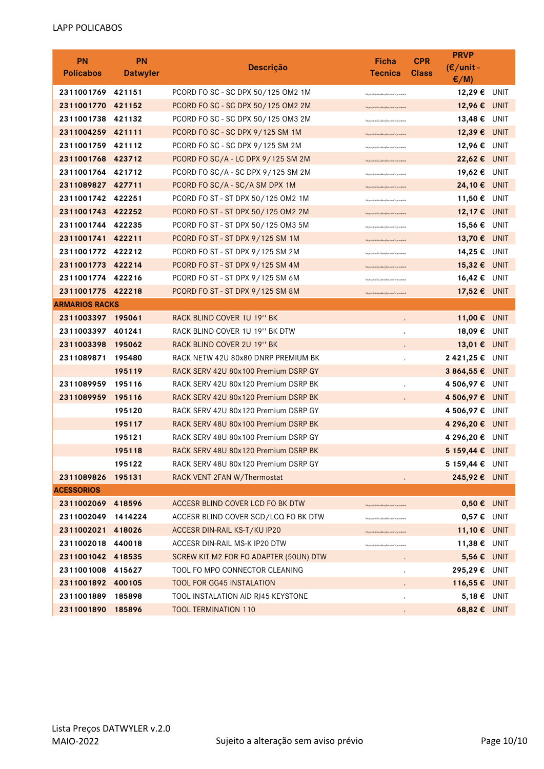| PN Policabos | PN Datwyler | Descrição | Ficha Tecnica | CPR Class | PRVP (€/unit - €/M) | |
|---|---|---|---|---|---|---|
| 2311001769 | 421151 | PCORD FO SC - SC DPX 50/125 OM2 1M | https://tinyurl.datwyler.com/cp-content | | 12,29 € | UNIT |
| 2311001770 | 421152 | PCORD FO SC - SC DPX 50/125 OM2 2M | https://tinyurl.datwyler.com/cp-content | | 12,96 € | UNIT |
| 2311001738 | 421132 | PCORD FO SC - SC DPX 50/125 OM3 2M | https://tinyurl.datwyler.com/cp-content | | 13,48 € | UNIT |
| 2311004259 | 421111 | PCORD FO SC - SC DPX 9/125 SM 1M | https://tinyurl.datwyler.com/cp-content | | 12,39 € | UNIT |
| 2311001759 | 421112 | PCORD FO SC - SC DPX 9/125 SM 2M | https://tinyurl.datwyler.com/cp-content | | 12,96 € | UNIT |
| 2311001768 | 423712 | PCORD FO SC/A - LC DPX 9/125 SM 2M | https://tinyurl.datwyler.com/cp-content | | 22,62 € | UNIT |
| 2311001764 | 421712 | PCORD FO SC/A - SC DPX 9/125 SM 2M | https://tinyurl.datwyler.com/cp-content | | 19,62 € | UNIT |
| 2311089827 | 427711 | PCORD FO SC/A - SC/A SM DPX 1M | https://tinyurl.datwyler.com/cp-content | | 24,10 € | UNIT |
| 2311001742 | 422251 | PCORD FO ST - ST DPX 50/125 OM2 1M | https://tinyurl.datwyler.com/cp-content | | 11,50 € | UNIT |
| 2311001743 | 422252 | PCORD FO ST - ST DPX 50/125 OM2 2M | https://tinyurl.datwyler.com/cp-content | | 12,17 € | UNIT |
| 2311001744 | 422235 | PCORD FO ST - ST DPX 50/125 OM3 5M | https://tinyurl.datwyler.com/cp-content | | 15,56 € | UNIT |
| 2311001741 | 422211 | PCORD FO ST - ST DPX 9/125 SM 1M | https://tinyurl.datwyler.com/cp-content | | 13,70 € | UNIT |
| 2311001772 | 422212 | PCORD FO ST - ST DPX 9/125 SM 2M | https://tinyurl.datwyler.com/cp-content | | 14,25 € | UNIT |
| 2311001773 | 422214 | PCORD FO ST - ST DPX 9/125 SM 4M | https://tinyurl.datwyler.com/cp-content | | 15,32 € | UNIT |
| 2311001774 | 422216 | PCORD FO ST - ST DPX 9/125 SM 6M | https://tinyurl.datwyler.com/cp-content | | 16,42 € | UNIT |
| 2311001775 | 422218 | PCORD FO ST - ST DPX 9/125 SM 8M | https://tinyurl.datwyler.com/cp-content | | 17,52 € | UNIT |
| **ARMARIOS RACKS** | | | | | | |
| 2311003397 | 195061 | RACK BLIND COVER 1U 19'' BK | . | | 11,00 € | UNIT |
| 2311003397 | 401241 | RACK BLIND COVER 1U 19'' BK DTW | . | | 18,09 € | UNIT |
| 2311003398 | 195062 | RACK BLIND COVER 2U 19'' BK | . | | 13,01 € | UNIT |
| 2311089871 | 195480 | RACK NETW 42U 80x80 DNRP PREMIUM BK | . | | 2 421,25 € | UNIT |
| | 195119 | RACK SERV 42U 80x100 Premium DSRP GY | | | 3 864,55 € | UNIT |
| 2311089959 | 195116 | RACK SERV 42U 80x120 Premium DSRP BK | . | | 4 506,97 € | UNIT |
| 2311089959 | 195116 | RACK SERV 42U 80x120 Premium DSRP BK | . | | 4 506,97 € | UNIT |
| | 195120 | RACK SERV 42U 80x120 Premium DSRP GY | | | 4 506,97 € | UNIT |
| | 195117 | RACK SERV 48U 80x100 Premium DSRP BK | | | 4 296,20 € | UNIT |
| | 195121 | RACK SERV 48U 80x100 Premium DSRP GY | | | 4 296,20 € | UNIT |
| | 195118 | RACK SERV 48U 80x120 Premium DSRP BK | | | 5 159,44 € | UNIT |
| | 195122 | RACK SERV 48U 80x120 Premium DSRP GY | | | 5 159,44 € | UNIT |
| 2311089826 | 195131 | RACK VENT 2FAN W/Thermostat | . | | 245,92 € | UNIT |
| **ACESSORIOS** | | | | | | |
| 2311002069 | 418596 | ACCESR BLIND COVER LCD FO BK DTW | https://tinyurl.datwyler.com/cp-content | | 0,50 € | UNIT |
| 2311002049 | 1414224 | ACCESR BLIND COVER SCD/LCQ FO BK DTW | https://tinyurl.datwyler.com/cp-content | | 0,57 € | UNIT |
| 2311002021 | 418026 | ACCESR DIN-RAIL KS-T/KU IP20 | https://tinyurl.datwyler.com/cp-content | | 11,10 € | UNIT |
| 2311002018 | 440018 | ACCESR DIN-RAIL MS-K IP20 DTW | https://tinyurl.datwyler.com/cp-content | | 11,38 € | UNIT |
| 2311001042 | 418535 | SCREW KIT M2 FOR FO ADAPTER (50UN) DTW | . | | 5,56 € | UNIT |
| 2311001008 | 415627 | TOOL FO MPO CONNECTOR CLEANING | . | | 295,29 € | UNIT |
| 2311001892 | 400105 | TOOL FOR GG45 INSTALATION | . | | 116,55 € | UNIT |
| 2311001889 | 185898 | TOOL INSTALATION AID RJ45 KEYSTONE | . | | 5,18 € | UNIT |
| 2311001890 | 185896 | TOOL TERMINATION 110 | . | | 68,82 € | UNIT |

Lista Preços DATWYLER v.2.0
MAIO-2022

Sujeito a alteração sem aviso prévio